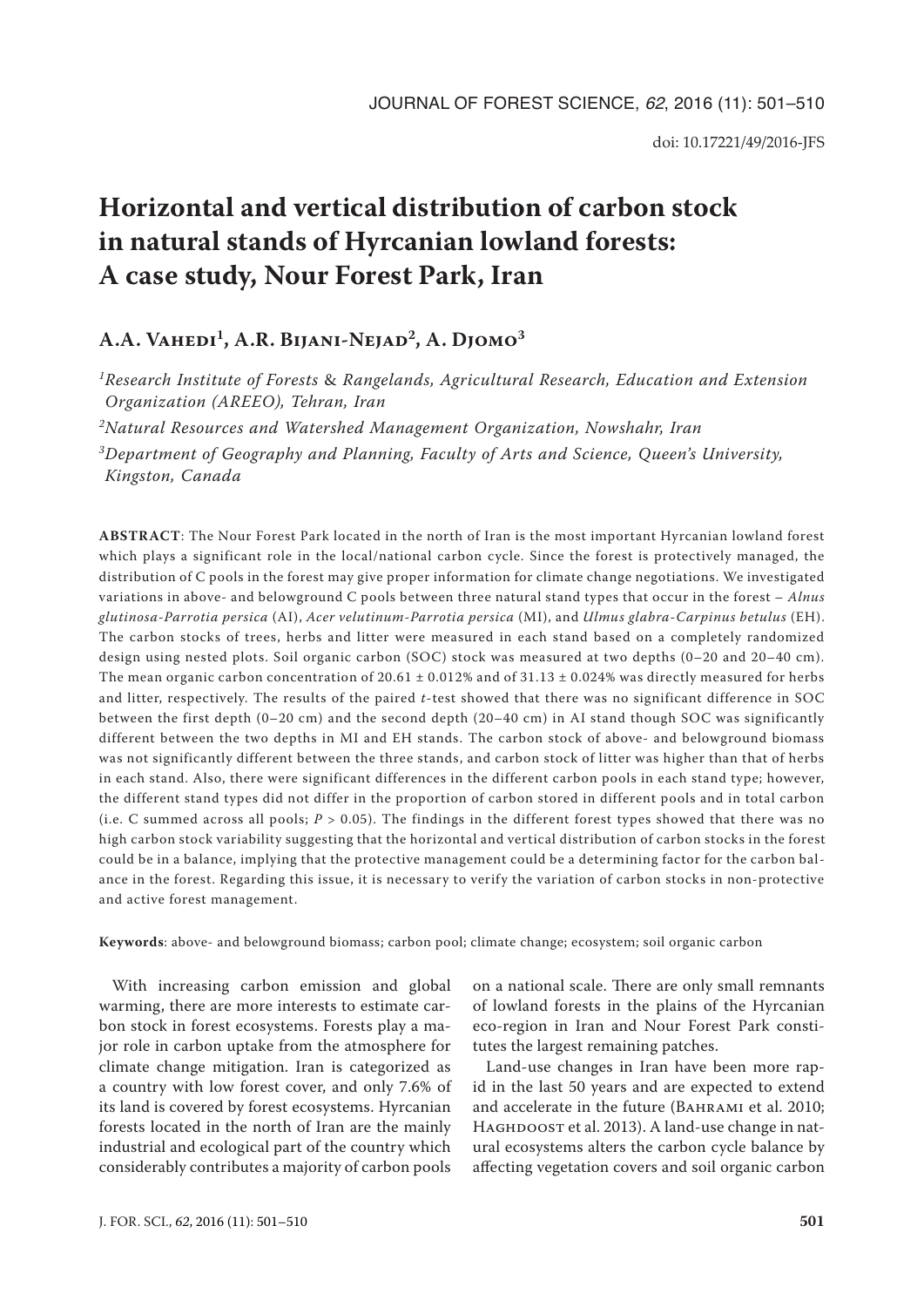doi: 10.17221/49/2016-JFS

# Horizontal and vertical distribution of carbon stock in natural stands of Hyrcanian lowland forests: A case study, Nour Forest Park, Iran

**A.A. Vahedi[1], A.R. Bijani-Nejad[2], A. Djomo[3]**

*[1]Research Institute of Forests & Rangelands, Agricultural Research, Education and Extension Organization (AREEO), Tehran, Iran*

*[2]Natural Resources and Watershed Management Organization, Nowshahr, Iran*

*[3]Department of Geography and Planning, Faculty of Arts and Science, Queen's University, Kingston, Canada*

**ABSTRACT**: The Nour Forest Park located in the north of Iran is the most important Hyrcanian lowland forest which plays a significant role in the local/national carbon cycle. Since the forest is protectively managed, the distribution of C pools in the forest may give proper information for climate change negotiations. We investigated variations in above- and belowground C pools between three natural stand types that occur in the forest – *Alnus glutinosa-Parrotia persica* (AI), *Acer velutinum-Parrotia persica* (MI), and *Ulmus glabra-Carpinus betulus* (EH). The carbon stocks of trees, herbs and litter were measured in each stand based on a completely randomized design using nested plots. Soil organic carbon (SOC) stock was measured at two depths (0–20 and 20–40 cm). The mean organic carbon concentration of 20.61 ± 0.012% and of 31.13 ± 0.024% was directly measured for herbs and litter, respectively. The results of the paired *t*-test showed that there was no significant difference in SOC between the first depth (0–20 cm) and the second depth (20–40 cm) in AI stand though SOC was significantly different between the two depths in MI and EH stands. The carbon stock of above- and belowground biomass was not significantly different between the three stands, and carbon stock of litter was higher than that of herbs in each stand. Also, there were significant differences in the different carbon pools in each stand type; however, the different stand types did not differ in the proportion of carbon stored in different pools and in total carbon (i.e. C summed across all pools; $P > 0.05$). The findings in the different forest types showed that there was no high carbon stock variability suggesting that the horizontal and vertical distribution of carbon stocks in the forest could be in a balance, implying that the protective management could be a determining factor for the carbon balance in the forest. Regarding this issue, it is necessary to verify the variation of carbon stocks in non-protective and active forest management.

**Keywords**: above- and belowground biomass; carbon pool; climate change; ecosystem; soil organic carbon

With increasing carbon emission and global warming, there are more interests to estimate carbon stock in forest ecosystems. Forests play a major role in carbon uptake from the atmosphere for climate change mitigation. Iran is categorized as a country with low forest cover, and only 7.6% of its land is covered by forest ecosystems. Hyrcanian forests located in the north of Iran are the mainly industrial and ecological part of the country which considerably contributes a majority of carbon pools on a national scale. There are only small remnants of lowland forests in the plains of the Hyrcanian eco-region in Iran and Nour Forest Park constitutes the largest remaining patches.

Land-use changes in Iran have been more rapid in the last 50 years and are expected to extend and accelerate in the future (Bahrami et al. 2010; Haghdoost et al. 2013). A land-use change in natural ecosystems alters the carbon cycle balance by affecting vegetation covers and soil organic carbon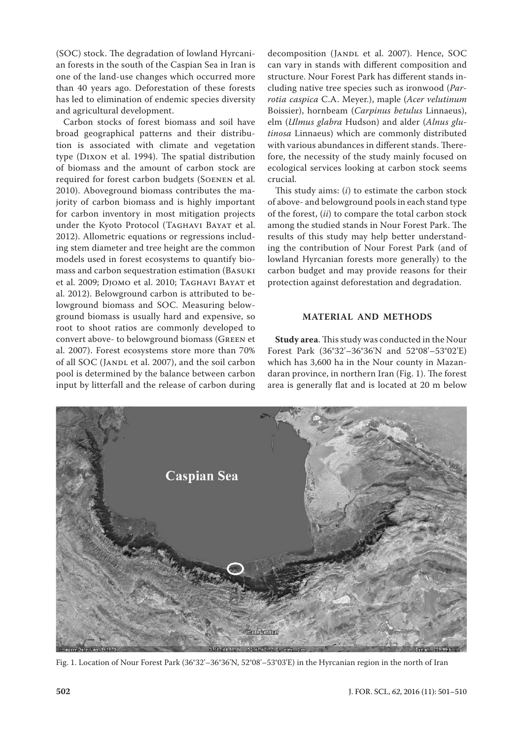(SOC) stock. The degradation of lowland Hyrcanian forests in the south of the Caspian Sea in Iran is one of the land-use changes which occurred more than 40 years ago. Deforestation of these forests has led to elimination of endemic species diversity and agricultural development.

Carbon stocks of forest biomass and soil have broad geographical patterns and their distribution is associated with climate and vegetation type (Dixon et al. 1994). The spatial distribution of biomass and the amount of carbon stock are required for forest carbon budgets (Soenen et al. 2010). Aboveground biomass contributes the majority of carbon biomass and is highly important for carbon inventory in most mitigation projects under the Kyoto Protocol (Taghavi Bayat et al. 2012). Allometric equations or regressions including stem diameter and tree height are the common models used in forest ecosystems to quantify biomass and carbon sequestration estimation (Basuki et al. 2009; Djomo et al. 2010; Taghavi Bayat et al. 2012). Belowground carbon is attributed to belowground biomass and SOC. Measuring belowground biomass is usually hard and expensive, so root to shoot ratios are commonly developed to convert above- to belowground biomass (Green et al. 2007). Forest ecosystems store more than 70% of all SOC (Jandl et al. 2007), and the soil carbon pool is determined by the balance between carbon input by litterfall and the release of carbon during decomposition (Jandl et al. 2007). Hence, SOC can vary in stands with different composition and structure. Nour Forest Park has different stands including native tree species such as ironwood (*Parrotia caspica* C.A. Meyer.), maple (*Acer velutinum* Boissier), hornbeam (*Carpinus betulus* Linnaeus), elm (*Ulmus glabra* Hudson) and alder (*Alnus glutinosa* Linnaeus) which are commonly distributed with various abundances in different stands. Therefore, the necessity of the study mainly focused on ecological services looking at carbon stock seems crucial.

This study aims: (*i*) to estimate the carbon stock of above- and belowground pools in each stand type of the forest, (*ii*) to compare the total carbon stock among the studied stands in Nour Forest Park. The results of this study may help better understanding the contribution of Nour Forest Park (and of lowland Hyrcanian forests more generally) to the carbon budget and may provide reasons for their protection against deforestation and degradation.

## MATERIAL AND METHODS

**Study area**. This study was conducted in the Nour Forest Park (36°32'–36°36'N and 52°08'–53°02'E) which has 3,600 ha in the Nour county in Mazandaran province, in northern Iran (Fig. 1). The forest area is generally flat and is located at 20 m below

Fig. 1. Location of Nour Forest Park (36°32'–36°36'N, 52°08'–53°03'E) in the Hyrcanian region in the north of Iran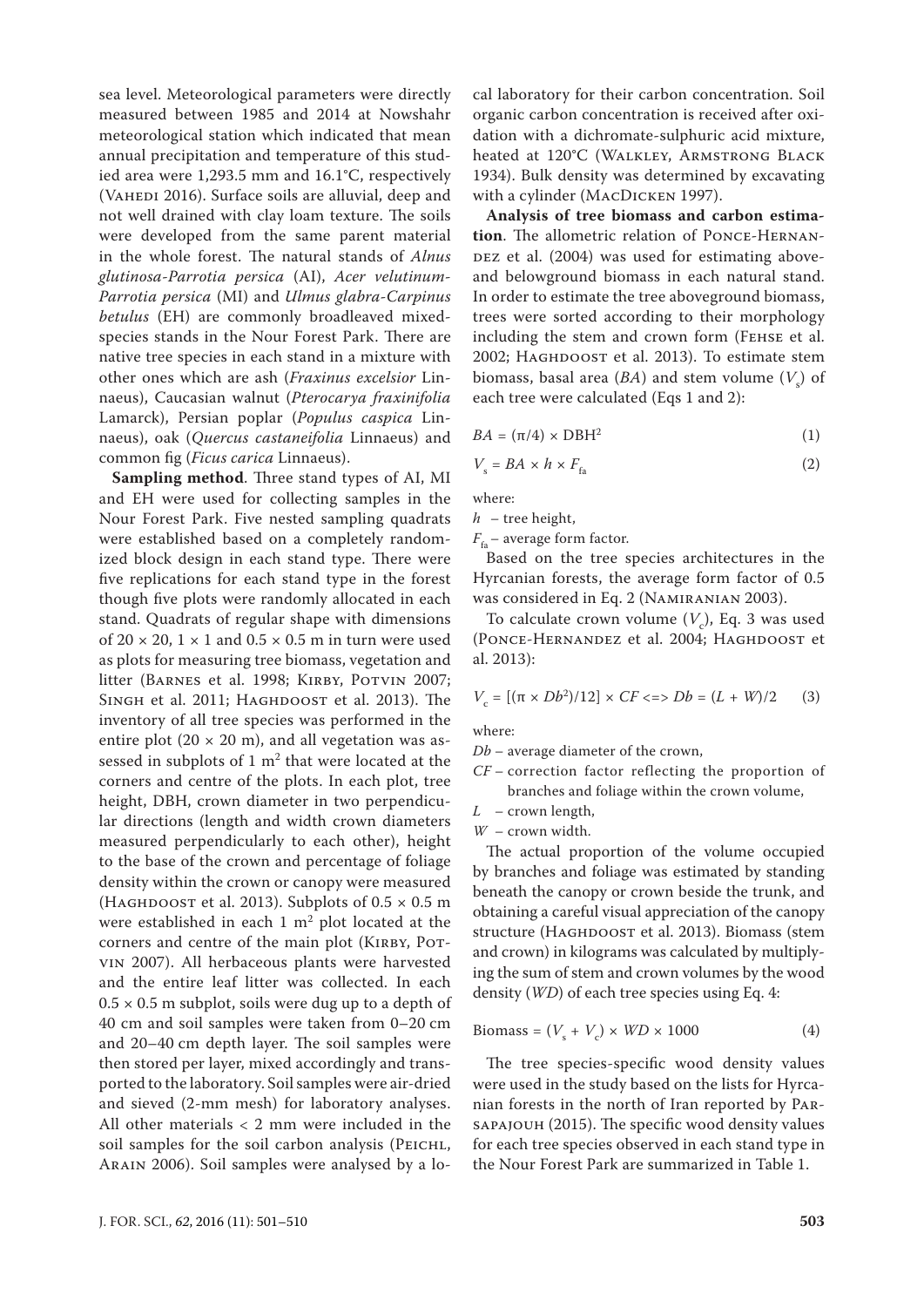sea level. Meteorological parameters were directly measured between 1985 and 2014 at Nowshahr meteorological station which indicated that mean annual precipitation and temperature of this studied area were 1,293.5 mm and 16.1°C, respectively (Vahedi 2016). Surface soils are alluvial, deep and not well drained with clay loam texture. The soils were developed from the same parent material in the whole forest. The natural stands of *Alnus glutinosa-Parrotia persica* (AI), *Acer velutinum-Parrotia persica* (MI) and *Ulmus glabra-Carpinus betulus* (EH) are commonly broadleaved mixed-species stands in the Nour Forest Park. There are native tree species in each stand in a mixture with other ones which are ash (*Fraxinus excelsior* Linnaeus), Caucasian walnut (*Pterocarya fraxinifolia* Lamarck), Persian poplar (*Populus caspica* Linnaeus), oak (*Quercus castaneifolia* Linnaeus) and common fig (*Ficus carica* Linnaeus).

**Sampling method**. Three stand types of AI, MI and EH were used for collecting samples in the Nour Forest Park. Five nested sampling quadrats were established based on a completely randomized block design in each stand type. There were five replications for each stand type in the forest though five plots were randomly allocated in each stand. Quadrats of regular shape with dimensions of 20 × 20, 1 × 1 and 0.5 × 0.5 m in turn were used as plots for measuring tree biomass, vegetation and litter (Barnes et al. 1998; Kirby, Potvin 2007; Singh et al. 2011; Haghdoost et al. 2013). The inventory of all tree species was performed in the entire plot (20 × 20 m), and all vegetation was assessed in subplots of 1 m$^2$ that were located at the corners and centre of the plots. In each plot, tree height, DBH, crown diameter in two perpendicular directions (length and width crown diameters measured perpendicularly to each other), height to the base of the crown and percentage of foliage density within the crown or canopy were measured (Haghdoost et al. 2013). Subplots of 0.5 × 0.5 m were established in each 1 m$^2$ plot located at the corners and centre of the main plot (Kirby, Potvin 2007). All herbaceous plants were harvested and the entire leaf litter was collected. In each 0.5 × 0.5 m subplot, soils were dug up to a depth of 40 cm and soil samples were taken from 0–20 cm and 20–40 cm depth layer. The soil samples were then stored per layer, mixed accordingly and transported to the laboratory. Soil samples were air-dried and sieved (2-mm mesh) for laboratory analyses. All other materials < 2 mm were included in the soil samples for the soil carbon analysis (Peichl, Arain 2006). Soil samples were analysed by a local laboratory for their carbon concentration. Soil organic carbon concentration is received after oxidation with a dichromate-sulphuric acid mixture, heated at 120°C (Walkley, Armstrong Black 1934). Bulk density was determined by excavating with a cylinder (MacDicken 1997).

**Analysis of tree biomass and carbon estimation**. The allometric relation of Ponce-Hernandez et al. (2004) was used for estimating above- and belowground biomass in each natural stand. In order to estimate the tree aboveground biomass, trees were sorted according to their morphology including the stem and crown form (Fehse et al. 2002; Haghdoost et al. 2013). To estimate stem biomass, basal area ($BA$) and stem volume ($V_s$) of each tree were calculated (Eqs 1 and 2):

$$BA = (\pi/4) \times \text{DBH}^2 \tag{1}$$

$$V_s = BA \times h \times F_{fa} \tag{2}$$

where:

$h$ – tree height,

$F_{fa}$ – average form factor.

Based on the tree species architectures in the Hyrcanian forests, the average form factor of 0.5 was considered in Eq. 2 (Namiranian 2003).

To calculate crown volume ($V_c$), Eq. 3 was used (Ponce-Hernandez et al. 2004; Haghdoost et al. 2013):

$$V_c = [(\pi \times Db^2)/12] \times CF <=> Db = (L + W)/2 \tag{3}$$

where:

$Db$ – average diameter of the crown,

$CF$ – correction factor reflecting the proportion of branches and foliage within the crown volume,

$L$ – crown length,

$W$ – crown width.

The actual proportion of the volume occupied by branches and foliage was estimated by standing beneath the canopy or crown beside the trunk, and obtaining a careful visual appreciation of the canopy structure (Haghdoost et al. 2013). Biomass (stem and crown) in kilograms was calculated by multiplying the sum of stem and crown volumes by the wood density ($WD$) of each tree species using Eq. 4:

$$\text{Biomass} = (V_s + V_c) \times WD \times 1000 \tag{4}$$

The tree species-specific wood density values were used in the study based on the lists for Hyrcanian forests in the north of Iran reported by Parsapajouh (2015). The specific wood density values for each tree species observed in each stand type in the Nour Forest Park are summarized in Table 1.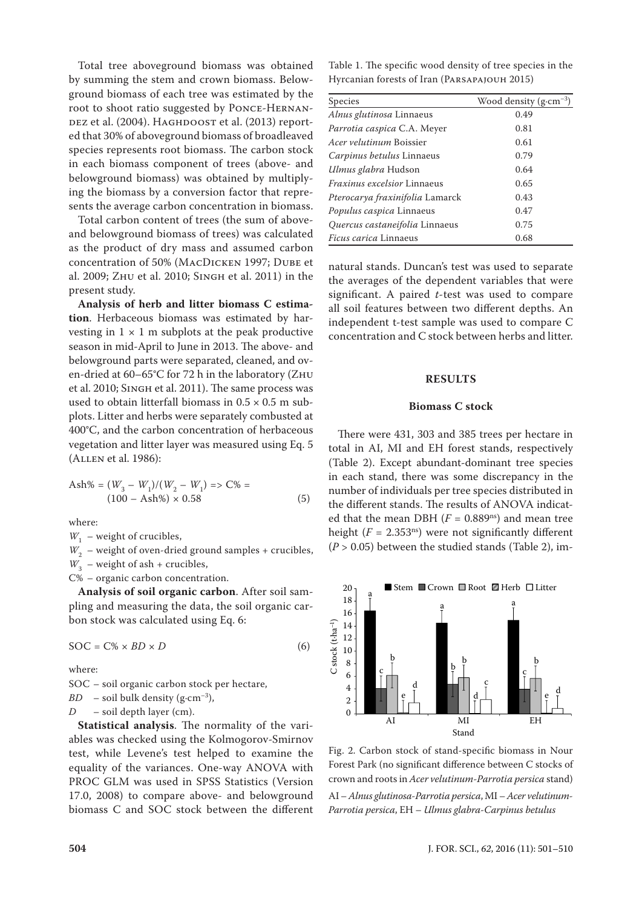Total tree aboveground biomass was obtained by summing the stem and crown biomass. Belowground biomass of each tree was estimated by the root to shoot ratio suggested by Ponce-Hernandez et al. (2004). Haghdoost et al. (2013) reported that 30% of aboveground biomass of broadleaved species represents root biomass. The carbon stock in each biomass component of trees (above- and belowground biomass) was obtained by multiplying the biomass by a conversion factor that represents the average carbon concentration in biomass.

Total carbon content of trees (the sum of above- and belowground biomass of trees) was calculated as the product of dry mass and assumed carbon concentration of 50% (MacDicken 1997; Dube et al. 2009; Zhu et al. 2010; Singh et al. 2011) in the present study.

**Analysis of herb and litter biomass C estimation**. Herbaceous biomass was estimated by harvesting in 1 × 1 m subplots at the peak productive season in mid-April to June in 2013. The above- and belowground parts were separated, cleaned, and oven-dried at 60–65°C for 72 h in the laboratory (Zhu et al. 2010; Singh et al. 2011). The same process was used to obtain litterfall biomass in 0.5 × 0.5 m subplots. Litter and herbs were separately combusted at 400°C, and the carbon concentration of herbaceous vegetation and litter layer was measured using Eq. 5 (Allen et al. 1986):

$$\text{Ash\%} = (W_3 - W_1)/(W_2 - W_1) \Rightarrow \text{C\%} = (100 - \text{Ash\%}) \times 0.58 \quad (5)$$

where:

$W_1$ – weight of crucibles,

$W_2$ – weight of oven-dried ground samples + crucibles,

$W_3$ – weight of ash + crucibles,

C% – organic carbon concentration.

**Analysis of soil organic carbon**. After soil sampling and measuring the data, the soil organic carbon stock was calculated using Eq. 6:

$$\text{SOC} = \text{C\%} \times BD \times D \quad (6)$$

where:

SOC – soil organic carbon stock per hectare,

$BD$ – soil bulk density (g·cm$^{-3}$),

$D$ – soil depth layer (cm).

**Statistical analysis**. The normality of the variables was checked using the Kolmogorov-Smirnov test, while Levene's test helped to examine the equality of the variances. One-way ANOVA with PROC GLM was used in SPSS Statistics (Version 17.0, 2008) to compare above- and belowground biomass C and SOC stock between the different natural stands. Duncan's test was used to separate the averages of the dependent variables that were significant. A paired *t*-test was used to compare all soil features between two different depths. An independent t-test sample was used to compare C concentration and C stock between herbs and litter.

Table 1. The specific wood density of tree species in the Hyrcanian forests of Iran (Parsapajouh 2015)

| Species | Wood density (g·cm$^{-3}$) |
|---|---|
| *Alnus glutinosa* Linnaeus | 0.49 |
| *Parrotia caspica* C.A. Meyer | 0.81 |
| *Acer velutinum* Boissier | 0.61 |
| *Carpinus betulus* Linnaeus | 0.79 |
| *Ulmus glabra* Hudson | 0.64 |
| *Fraxinus excelsior* Linnaeus | 0.65 |
| *Pterocarya fraxinifolia* Lamarck | 0.43 |
| *Populus caspica* Linnaeus | 0.47 |
| *Quercus castaneifolia* Linnaeus | 0.75 |
| *Ficus carica* Linnaeus | 0.68 |

## RESULTS

### Biomass C stock

There were 431, 303 and 385 trees per hectare in total in AI, MI and EH forest stands, respectively (Table 2). Except abundant-dominant tree species in each stand, there was some discrepancy in the number of individuals per tree species distributed in the different stands. The results of ANOVA indicated that the mean DBH ($F = 0.889^{ns}$) and mean tree height ($F = 2.353^{ns}$) were not significantly different ($P > 0.05$) between the studied stands (Table 2), im-

Fig. 2. Carbon stock of stand-specific biomass in Nour Forest Park (no significant difference between C stocks of crown and roots in *Acer velutinum-Parrotia persica* stand)

AI – *Alnus glutinosa-Parrotia persica*, MI – *Acer velutinum-Parrotia persica*, EH – *Ulmus glabra-Carpinus betulus*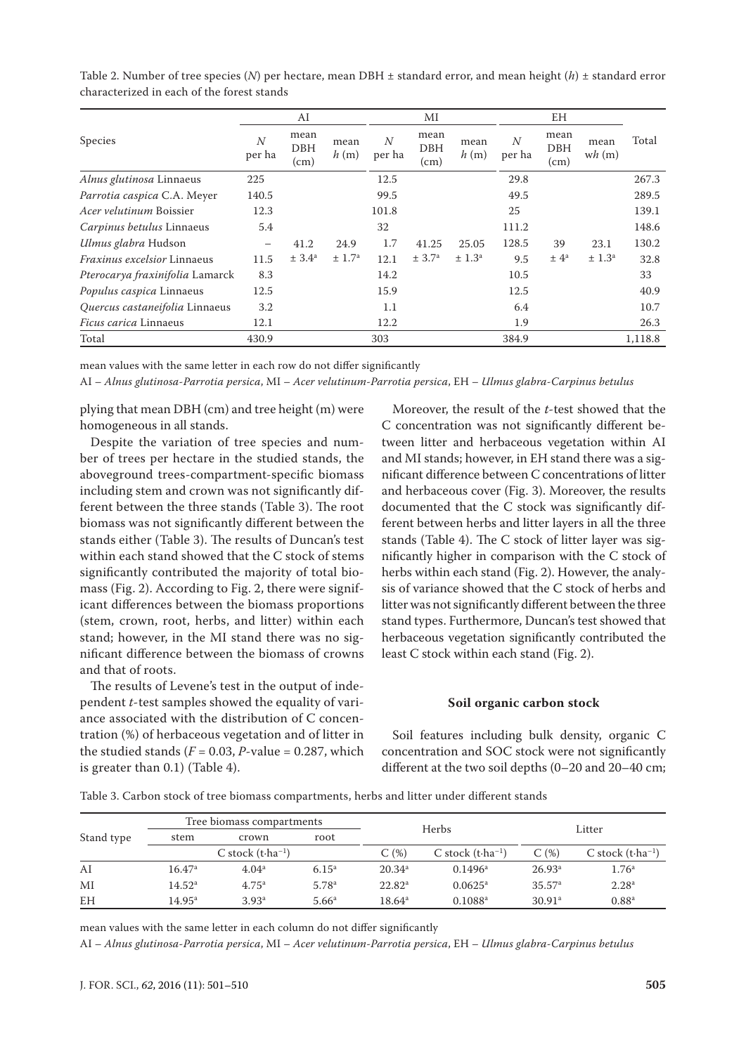Table 2. Number of tree species (*N*) per hectare, mean DBH ± standard error, and mean height (*h*) ± standard error characterized in each of the forest stands

| Species | AI | | | MI | | | EH | | | Total |
|---|---|---|---|---|---|---|---|---|---|---|
| | *N* per ha | mean DBH (cm) | mean *h* (m) | *N* per ha | mean DBH (cm) | mean *h* (m) | *N* per ha | mean DBH (cm) | mean w*h* (m) | |
| *Alnus glutinosa* Linnaeus | 225 | | | 12.5 | | | 29.8 | | | 267.3 |
| *Parrotia caspica* C.A. Meyer | 140.5 | | | 99.5 | | | 49.5 | | | 289.5 |
| *Acer velutinum* Boissier | 12.3 | | | 101.8 | | | 25 | | | 139.1 |
| *Carpinus betulus* Linnaeus | 5.4 | | | 32 | | | 111.2 | | | 148.6 |
| *Ulmus glabra* Hudson | – | 41.2 | 24.9 | 1.7 | 41.25 | 25.05 | 128.5 | 39 | 23.1 | 130.2 |
| *Fraxinus excelsior* Linnaeus | 11.5 | ± 3.4[a] | ± 1.7[a] | 12.1 | ± 3.7[a] | ± 1.3[a] | 9.5 | ± 4[a] | ± 1.3[a] | 32.8 |
| *Pterocarya fraxinifolia* Lamarck | 8.3 | | | 14.2 | | | 10.5 | | | 33 |
| *Populus caspica* Linnaeus | 12.5 | | | 15.9 | | | 12.5 | | | 40.9 |
| *Quercus castaneifolia* Linnaeus | 3.2 | | | 1.1 | | | 6.4 | | | 10.7 |
| *Ficus carica* Linnaeus | 12.1 | | | 12.2 | | | 1.9 | | | 26.3 |
| Total | 430.9 | | | 303 | | | 384.9 | | | 1,118.8 |

mean values with the same letter in each row do not differ significantly

AI – *Alnus glutinosa-Parrotia persica*, MI – *Acer velutinum-Parrotia persica*, EH – *Ulmus glabra-Carpinus betulus*

plying that mean DBH (cm) and tree height (m) were homogeneous in all stands.

Despite the variation of tree species and number of trees per hectare in the studied stands, the aboveground trees-compartment-specific biomass including stem and crown was not significantly different between the three stands (Table 3). The root biomass was not significantly different between the stands either (Table 3). The results of Duncan's test within each stand showed that the C stock of stems significantly contributed the majority of total biomass (Fig. 2). According to Fig. 2, there were significant differences between the biomass proportions (stem, crown, root, herbs, and litter) within each stand; however, in the MI stand there was no significant difference between the biomass of crowns and that of roots.

The results of Levene's test in the output of independent *t*-test samples showed the equality of variance associated with the distribution of C concentration (%) of herbaceous vegetation and of litter in the studied stands ($F = 0.03$, $P$-value = 0.287, which is greater than 0.1) (Table 4).

Moreover, the result of the *t*-test showed that the C concentration was not significantly different between litter and herbaceous vegetation within AI and MI stands; however, in EH stand there was a significant difference between C concentrations of litter and herbaceous cover (Fig. 3). Moreover, the results documented that the C stock was significantly different between herbs and litter layers in all the three stands (Table 4). The C stock of litter layer was significantly higher in comparison with the C stock of herbs within each stand (Fig. 2). However, the analysis of variance showed that the C stock of herbs and litter was not significantly different between the three stand types. Furthermore, Duncan's test showed that herbaceous vegetation significantly contributed the least C stock within each stand (Fig. 2).

### Soil organic carbon stock

Soil features including bulk density, organic C concentration and SOC stock were not significantly different at the two soil depths (0–20 and 20–40 cm;

Table 3. Carbon stock of tree biomass compartments, herbs and litter under different stands

| Stand type | Tree biomass compartments | | | Herbs | | Litter | |
|---|---|---|---|---|---|---|---|
| | stem | crown | root | | | | |
| | C stock (t·ha$^{-1}$) | | | C (%) | C stock (t·ha$^{-1}$) | C (%) | C stock (t·ha$^{-1}$) |
| AI | 16.47[a] | 4.04[a] | 6.15[a] | 20.34[a] | 0.1496[a] | 26.93[a] | 1.76[a] |
| MI | 14.52[a] | 4.75[a] | 5.78[a] | 22.82[a] | 0.0625[a] | 35.57[a] | 2.28[a] |
| EH | 14.95[a] | 3.93[a] | 5.66[a] | 18.64[a] | 0.1088[a] | 30.91[a] | 0.88[a] |

mean values with the same letter in each column do not differ significantly

AI – *Alnus glutinosa-Parrotia persica*, MI – *Acer velutinum-Parrotia persica*, EH – *Ulmus glabra-Carpinus betulus*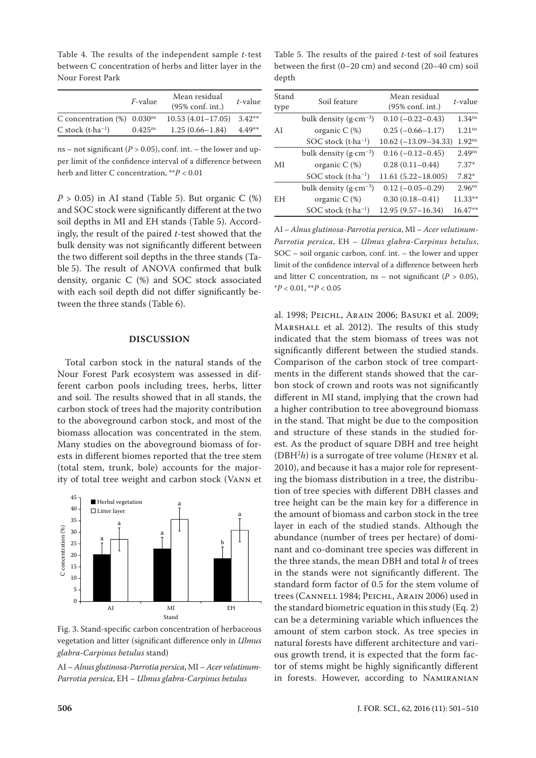Table 4. The results of the independent sample *t*-test between C concentration of herbs and litter layer in the Nour Forest Park

| | *F*-value | Mean residual (95% conf. int.) | *t*-value |
|---|---|---|---|
| C concentration (%) | 0.030[ns] | 10.53 (4.01–17.05) | 3.42** |
| C stock ($t \cdot ha^{-1}$) | 0.425[ns] | 1.25 (0.66–1.84) | 4.49** |

ns – not significant ($P > 0.05$), conf. int. – the lower and upper limit of the confidence interval of a difference between herb and litter C concentration, **$P < 0.01$

$P > 0.05$) in AI stand (Table 5). But organic C (%) and SOC stock were significantly different at the two soil depths in MI and EH stands (Table 5). Accordingly, the result of the paired *t*-test showed that the bulk density was not significantly different between the two different soil depths in the three stands (Table 5). The result of ANOVA confirmed that bulk density, organic C (%) and SOC stock associated with each soil depth did not differ significantly between the three stands (Table 6).

Table 5. The results of the paired *t*-test of soil features between the first (0–20 cm) and second (20–40 cm) soil depth

| Stand type | Soil feature | Mean residual (95% conf. int.) | *t*-value |
|---|---|---|---|
| AI | bulk density ($g \cdot cm^{-3}$) | 0.10 (–0.22–0.43) | 1.34[ns] |
| | organic C (%) | 0.25 (–0.66–1.17) | 1.21[ns] |
| | SOC stock ($t \cdot ha^{-1}$) | 10.62 (–13.09–34.33) | 1.92[ns] |
| MI | bulk density ($g \cdot cm^{-3}$) | 0.16 (–0.12–0.45) | 2.49[ns] |
| | organic C (%) | 0.28 (0.11–0.44) | 7.37* |
| | SOC stock ($t \cdot ha^{-1}$) | 11.61 (5.22–18.005) | 7.82* |
| EH | bulk density ($g \cdot cm^{-3}$) | 0.12 (–0.05–0.29) | 2.96[ns] |
| | organic C (%) | 0.30 (0.18–0.41) | 11.33** |
| | SOC stock ($t \cdot ha^{-1}$) | 12.95 (9.57–16.34) | 16.47** |

AI – *Alnus glutinosa-Parrotia persica*, MI – *Acer velutinum-Parrotia persica*, EH – *Ulmus glabra-Carpinus betulus*, SOC – soil organic carbon, conf. int. – the lower and upper limit of the confidence interval of a difference between herb and litter C concentration, ns – not significant ($P > 0.05$), *$P < 0.01$, **$P < 0.05$

## DISCUSSION

Total carbon stock in the natural stands of the Nour Forest Park ecosystem was assessed in different carbon pools including trees, herbs, litter and soil. The results showed that in all stands, the carbon stock of trees had the majority contribution to the aboveground carbon stock, and most of the biomass allocation was concentrated in the stem. Many studies on the aboveground biomass of forests in different biomes reported that the tree stem (total stem, trunk, bole) accounts for the majority of total tree weight and carbon stock (Vann et al. 1998; Peichl, Arain 2006; Basuki et al. 2009; Marshall et al. 2012). The results of this study indicated that the stem biomass of trees was not significantly different between the studied stands. Comparison of the carbon stock of tree compartments in the different stands showed that the carbon stock of crown and roots was not significantly different in MI stand, implying that the crown had a higher contribution to tree aboveground biomass in the stand. That might be due to the composition and structure of these stands in the studied forest. As the product of square DBH and tree height ($DBH^2h$) is a surrogate of tree volume (Henry et al. 2010), and because it has a major role for representing the biomass distribution in a tree, the distribution of tree species with different DBH classes and tree height can be the main key for a difference in the amount of biomass and carbon stock in the tree layer in each of the studied stands. Although the abundance (number of trees per hectare) of dominant and co-dominant tree species was different in the three stands, the mean DBH and total *h* of trees in the stands were not significantly different. The standard form factor of 0.5 for the stem volume of trees (Cannell 1984; Peichl, Arain 2006) used in the standard biometric equation in this study (Eq. 2) can be a determining variable which influences the amount of stem carbon stock. As tree species in natural forests have different architecture and various growth trend, it is expected that the form factor of stems might be highly significantly different in forests. However, according to Namiranian

Fig. 3. Stand-specific carbon concentration of herbaceous vegetation and litter (significant difference only in *Ulmus glabra-Carpinus betulus* stand)

AI – *Alnus glutinosa-Parrotia persica*, MI – *Acer velutinum-Parrotia persica*, EH – *Ulmus glabra-Carpinus betulus*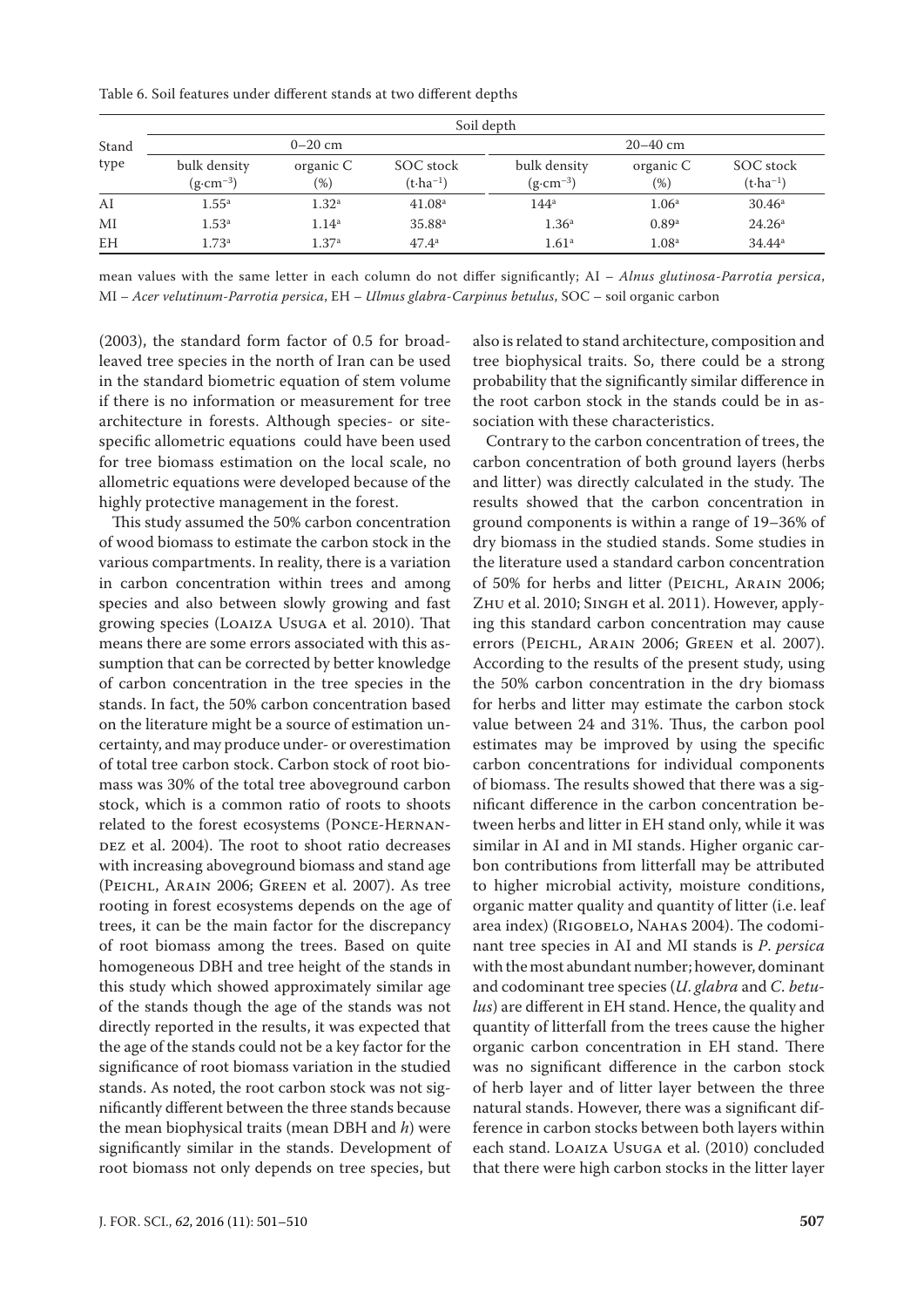Table 6. Soil features under different stands at two different depths

| Stand type | Soil depth | | | | | |
|---|---|---|---|---|---|---|
| | 0–20 cm | | | 20–40 cm | | |
| | bulk density ($g \cdot cm^{-3}$) | organic C (%) | SOC stock ($t \cdot ha^{-1}$) | bulk density ($g \cdot cm^{-3}$) | organic C (%) | SOC stock ($t \cdot ha^{-1}$) |
| AI | 1.55[a] | 1.32[a] | 41.08[a] | 144[a] | 1.06[a] | 30.46[a] |
| MI | 1.53[a] | 1.14[a] | 35.88[a] | 1.36[a] | 0.89[a] | 24.26[a] |
| EH | 1.73[a] | 1.37[a] | 47.4[a] | 1.61[a] | 1.08[a] | 34.44[a] |

mean values with the same letter in each column do not differ significantly; AI – *Alnus glutinosa-Parrotia persica*, MI – *Acer velutinum-Parrotia persica*, EH – *Ulmus glabra-Carpinus betulus*, SOC – soil organic carbon

(2003), the standard form factor of 0.5 for broadleaved tree species in the north of Iran can be used in the standard biometric equation of stem volume if there is no information or measurement for tree architecture in forests. Although species- or site-specific allometric equations could have been used for tree biomass estimation on the local scale, no allometric equations were developed because of the highly protective management in the forest.

This study assumed the 50% carbon concentration of wood biomass to estimate the carbon stock in the various compartments. In reality, there is a variation in carbon concentration within trees and among species and also between slowly growing and fast growing species (Loaiza Usuga et al. 2010). That means there are some errors associated with this assumption that can be corrected by better knowledge of carbon concentration in the tree species in the stands. In fact, the 50% carbon concentration based on the literature might be a source of estimation uncertainty, and may produce under- or overestimation of total tree carbon stock. Carbon stock of root biomass was 30% of the total tree aboveground carbon stock, which is a common ratio of roots to shoots related to the forest ecosystems (Ponce-Hernandez et al. 2004). The root to shoot ratio decreases with increasing aboveground biomass and stand age (Peichl, Arain 2006; Green et al. 2007). As tree rooting in forest ecosystems depends on the age of trees, it can be the main factor for the discrepancy of root biomass among the trees. Based on quite homogeneous DBH and tree height of the stands in this study which showed approximately similar age of the stands though the age of the stands was not directly reported in the results, it was expected that the age of the stands could not be a key factor for the significance of root biomass variation in the studied stands. As noted, the root carbon stock was not significantly different between the three stands because the mean biophysical traits (mean DBH and *h*) were significantly similar in the stands. Development of root biomass not only depends on tree species, but also is related to stand architecture, composition and tree biophysical traits. So, there could be a strong probability that the significantly similar difference in the root carbon stock in the stands could be in association with these characteristics.

Contrary to the carbon concentration of trees, the carbon concentration of both ground layers (herbs and litter) was directly calculated in the study. The results showed that the carbon concentration in ground components is within a range of 19–36% of dry biomass in the studied stands. Some studies in the literature used a standard carbon concentration of 50% for herbs and litter (Peichl, Arain 2006; Zhu et al. 2010; Singh et al. 2011). However, applying this standard carbon concentration may cause errors (Peichl, Arain 2006; Green et al. 2007). According to the results of the present study, using the 50% carbon concentration in the dry biomass for herbs and litter may estimate the carbon stock value between 24 and 31%. Thus, the carbon pool estimates may be improved by using the specific carbon concentrations for individual components of biomass. The results showed that there was a significant difference in the carbon concentration between herbs and litter in EH stand only, while it was similar in AI and in MI stands. Higher organic carbon contributions from litterfall may be attributed to higher microbial activity, moisture conditions, organic matter quality and quantity of litter (i.e. leaf area index) (Rigobelo, Nahas 2004). The codominant tree species in AI and MI stands is *P. persica* with the most abundant number; however, dominant and codominant tree species (*U. glabra* and *C. betulus*) are different in EH stand. Hence, the quality and quantity of litterfall from the trees cause the higher organic carbon concentration in EH stand. There was no significant difference in the carbon stock of herb layer and of litter layer between the three natural stands. However, there was a significant difference in carbon stocks between both layers within each stand. Loaiza Usuga et al. (2010) concluded that there were high carbon stocks in the litter layer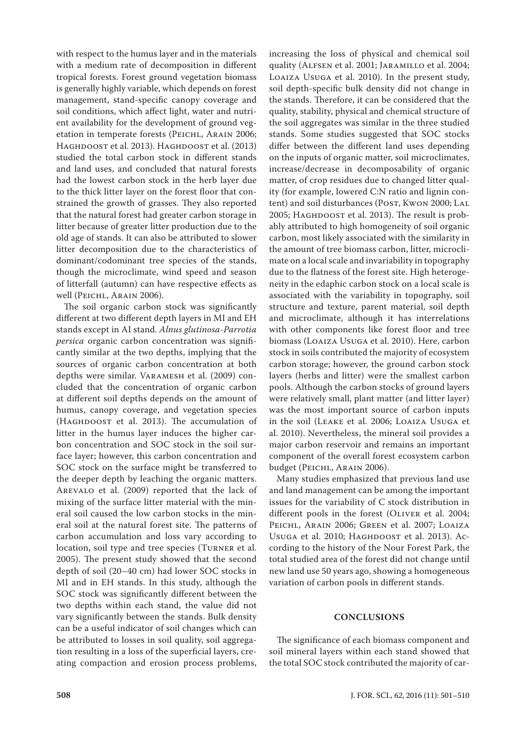with respect to the humus layer and in the materials with a medium rate of decomposition in different tropical forests. Forest ground vegetation biomass is generally highly variable, which depends on forest management, stand-specific canopy coverage and soil conditions, which affect light, water and nutrient availability for the development of ground vegetation in temperate forests (Peichl, Arain 2006; Haghdoost et al. 2013). Haghdoost et al. (2013) studied the total carbon stock in different stands and land uses, and concluded that natural forests had the lowest carbon stock in the herb layer due to the thick litter layer on the forest floor that constrained the growth of grasses. They also reported that the natural forest had greater carbon storage in litter because of greater litter production due to the old age of stands. It can also be attributed to slower litter decomposition due to the characteristics of dominant/codominant tree species of the stands, though the microclimate, wind speed and season of litterfall (autumn) can have respective effects as well (Peichl, Arain 2006).

The soil organic carbon stock was significantly different at two different depth layers in MI and EH stands except in AI stand. *Alnus glutinosa-Parrotia persica* organic carbon concentration was significantly similar at the two depths, implying that the sources of organic carbon concentration at both depths were similar. Varamesh et al. (2009) concluded that the concentration of organic carbon at different soil depths depends on the amount of humus, canopy coverage, and vegetation species (Haghdoost et al. 2013). The accumulation of litter in the humus layer induces the higher carbon concentration and SOC stock in the soil surface layer; however, this carbon concentration and SOC stock on the surface might be transferred to the deeper depth by leaching the organic matters. Arevalo et al. (2009) reported that the lack of mixing of the surface litter material with the mineral soil caused the low carbon stocks in the mineral soil at the natural forest site. The patterns of carbon accumulation and loss vary according to location, soil type and tree species (Turner et al. 2005). The present study showed that the second depth of soil (20–40 cm) had lower SOC stocks in MI and in EH stands. In this study, although the SOC stock was significantly different between the two depths within each stand, the value did not vary significantly between the stands. Bulk density can be a useful indicator of soil changes which can be attributed to losses in soil quality, soil aggregation resulting in a loss of the superficial layers, creating compaction and erosion process problems, increasing the loss of physical and chemical soil quality (Alfsen et al. 2001; Jaramillo et al. 2004; Loaiza Usuga et al. 2010). In the present study, soil depth-specific bulk density did not change in the stands. Therefore, it can be considered that the quality, stability, physical and chemical structure of the soil aggregates was similar in the three studied stands. Some studies suggested that SOC stocks differ between the different land uses depending on the inputs of organic matter, soil microclimates, increase/decrease in decomposability of organic matter, of crop residues due to changed litter quality (for example, lowered C:N ratio and lignin content) and soil disturbances (Post, Kwon 2000; Lal 2005; Haghdoost et al. 2013). The result is probably attributed to high homogeneity of soil organic carbon, most likely associated with the similarity in the amount of tree biomass carbon, litter, microclimate on a local scale and invariability in topography due to the flatness of the forest site. High heterogeneity in the edaphic carbon stock on a local scale is associated with the variability in topography, soil structure and texture, parent material, soil depth and microclimate, although it has interrelations with other components like forest floor and tree biomass (Loaiza Usuga et al. 2010). Here, carbon stock in soils contributed the majority of ecosystem carbon storage; however, the ground carbon stock layers (herbs and litter) were the smallest carbon pools. Although the carbon stocks of ground layers were relatively small, plant matter (and litter layer) was the most important source of carbon inputs in the soil (Leake et al. 2006; Loaiza Usuga et al. 2010). Nevertheless, the mineral soil provides a major carbon reservoir and remains an important component of the overall forest ecosystem carbon budget (Peichl, Arain 2006).

Many studies emphasized that previous land use and land management can be among the important issues for the variability of C stock distribution in different pools in the forest (Oliver et al. 2004; Peichl, Arain 2006; Green et al. 2007; Loaiza Usuga et al. 2010; Haghdoost et al. 2013). According to the history of the Nour Forest Park, the total studied area of the forest did not change until new land use 50 years ago, showing a homogeneous variation of carbon pools in different stands.

## CONCLUSIONS

The significance of each biomass component and soil mineral layers within each stand showed that the total SOC stock contributed the majority of car-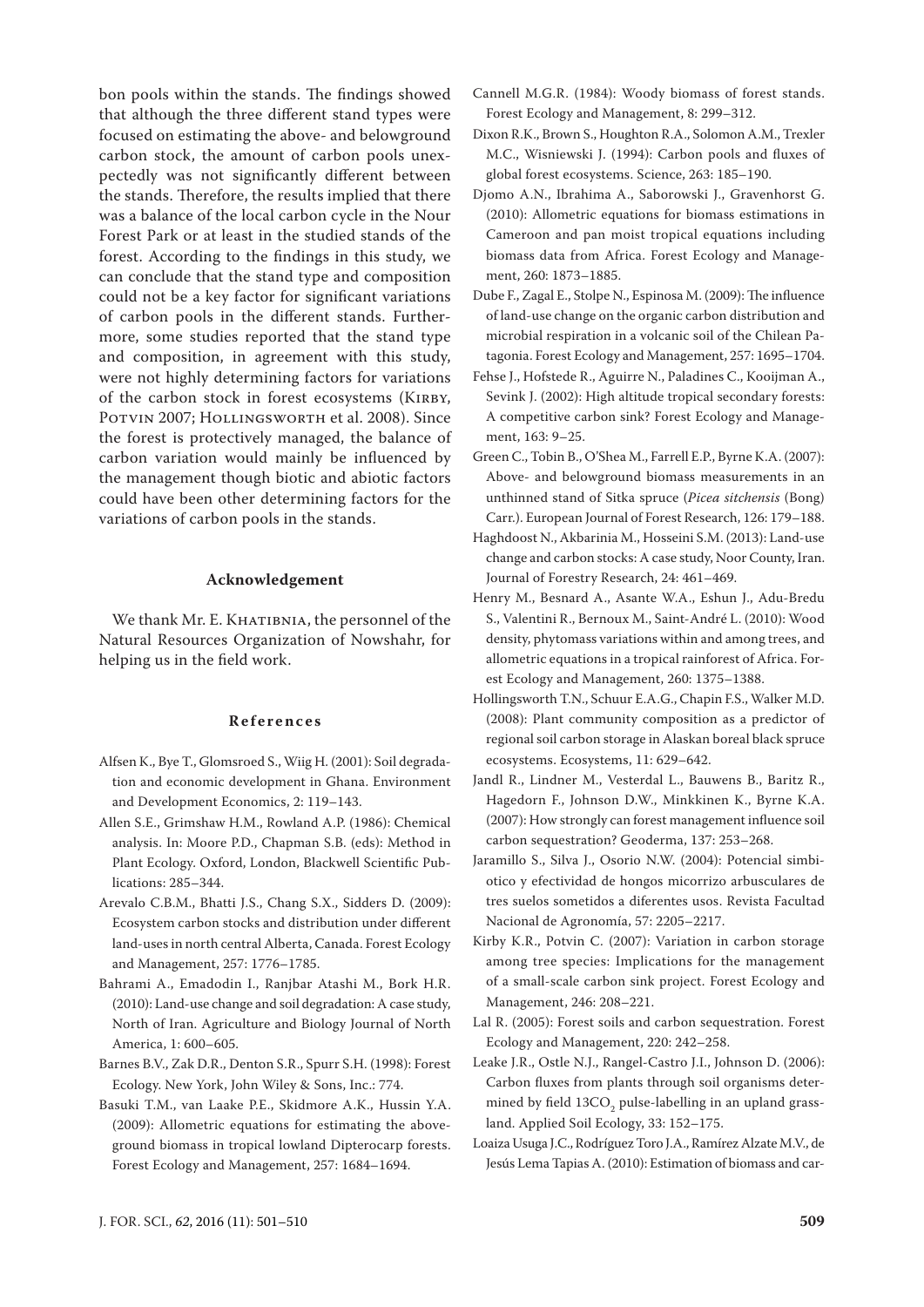bon pools within the stands. The findings showed that although the three different stand types were focused on estimating the above- and belowground carbon stock, the amount of carbon pools unexpectedly was not significantly different between the stands. Therefore, the results implied that there was a balance of the local carbon cycle in the Nour Forest Park or at least in the studied stands of the forest. According to the findings in this study, we can conclude that the stand type and composition could not be a key factor for significant variations of carbon pools in the different stands. Furthermore, some studies reported that the stand type and composition, in agreement with this study, were not highly determining factors for variations of the carbon stock in forest ecosystems (Kirby, Potvin 2007; Hollingsworth et al. 2008). Since the forest is protectively managed, the balance of carbon variation would mainly be influenced by the management though biotic and abiotic factors could have been other determining factors for the variations of carbon pools in the stands.

## Acknowledgement

We thank Mr. E. Khatibnia, the personnel of the Natural Resources Organization of Nowshahr, for helping us in the field work.

## References

Alfsen K., Bye T., Glomsroed S., Wiig H. (2001): Soil degradation and economic development in Ghana. Environment and Development Economics, 2: 119–143.

Allen S.E., Grimshaw H.M., Rowland A.P. (1986): Chemical analysis. In: Moore P.D., Chapman S.B. (eds): Method in Plant Ecology. Oxford, London, Blackwell Scientific Publications: 285–344.

Arevalo C.B.M., Bhatti J.S., Chang S.X., Sidders D. (2009): Ecosystem carbon stocks and distribution under different land-uses in north central Alberta, Canada. Forest Ecology and Management, 257: 1776–1785.

Bahrami A., Emadodin I., Ranjbar Atashi M., Bork H.R. (2010): Land-use change and soil degradation: A case study, North of Iran. Agriculture and Biology Journal of North America, 1: 600–605.

Barnes B.V., Zak D.R., Denton S.R., Spurr S.H. (1998): Forest Ecology. New York, John Wiley & Sons, Inc.: 774.

Basuki T.M., van Laake P.E., Skidmore A.K., Hussin Y.A. (2009): Allometric equations for estimating the aboveground biomass in tropical lowland Dipterocarp forests. Forest Ecology and Management, 257: 1684–1694.

Cannell M.G.R. (1984): Woody biomass of forest stands. Forest Ecology and Management, 8: 299–312.

Dixon R.K., Brown S., Houghton R.A., Solomon A.M., Trexler M.C., Wisniewski J. (1994): Carbon pools and fluxes of global forest ecosystems. Science, 263: 185–190.

Djomo A.N., Ibrahima A., Saborowski J., Gravenhorst G. (2010): Allometric equations for biomass estimations in Cameroon and pan moist tropical equations including biomass data from Africa. Forest Ecology and Management, 260: 1873–1885.

Dube F., Zagal E., Stolpe N., Espinosa M. (2009): The influence of land-use change on the organic carbon distribution and microbial respiration in a volcanic soil of the Chilean Patagonia. Forest Ecology and Management, 257: 1695–1704.

Fehse J., Hofstede R., Aguirre N., Paladines C., Kooijman A., Sevink J. (2002): High altitude tropical secondary forests: A competitive carbon sink? Forest Ecology and Management, 163: 9–25.

Green C., Tobin B., O'Shea M., Farrell E.P., Byrne K.A. (2007): Above- and belowground biomass measurements in an unthinned stand of Sitka spruce (*Picea sitchensis* (Bong) Carr.). European Journal of Forest Research, 126: 179–188.

Haghdoost N., Akbarinia M., Hosseini S.M. (2013): Land-use change and carbon stocks: A case study, Noor County, Iran. Journal of Forestry Research, 24: 461–469.

Henry M., Besnard A., Asante W.A., Eshun J., Adu-Bredu S., Valentini R., Bernoux M., Saint-André L. (2010): Wood density, phytomass variations within and among trees, and allometric equations in a tropical rainforest of Africa. Forest Ecology and Management, 260: 1375–1388.

Hollingsworth T.N., Schuur E.A.G., Chapin F.S., Walker M.D. (2008): Plant community composition as a predictor of regional soil carbon storage in Alaskan boreal black spruce ecosystems. Ecosystems, 11: 629–642.

Jandl R., Lindner M., Vesterdal L., Bauwens B., Baritz R., Hagedorn F., Johnson D.W., Minkkinen K., Byrne K.A. (2007): How strongly can forest management influence soil carbon sequestration? Geoderma, 137: 253–268.

Jaramillo S., Silva J., Osorio N.W. (2004): Potencial simbiotico y efectividad de hongos micorrizo arbusculares de tres suelos sometidos a diferentes usos. Revista Facultad Nacional de Agronomía, 57: 2205–2217.

Kirby K.R., Potvin C. (2007): Variation in carbon storage among tree species: Implications for the management of a small-scale carbon sink project. Forest Ecology and Management, 246: 208–221.

Lal R. (2005): Forest soils and carbon sequestration. Forest Ecology and Management, 220: 242–258.

Leake J.R., Ostle N.J., Rangel-Castro J.I., Johnson D. (2006): Carbon fluxes from plants through soil organisms determined by field $13CO_2$ pulse-labelling in an upland grassland. Applied Soil Ecology, 33: 152–175.

Loaiza Usuga J.C., Rodríguez Toro J.A., Ramírez Alzate M.V., de Jesús Lema Tapias A. (2010): Estimation of biomass and car-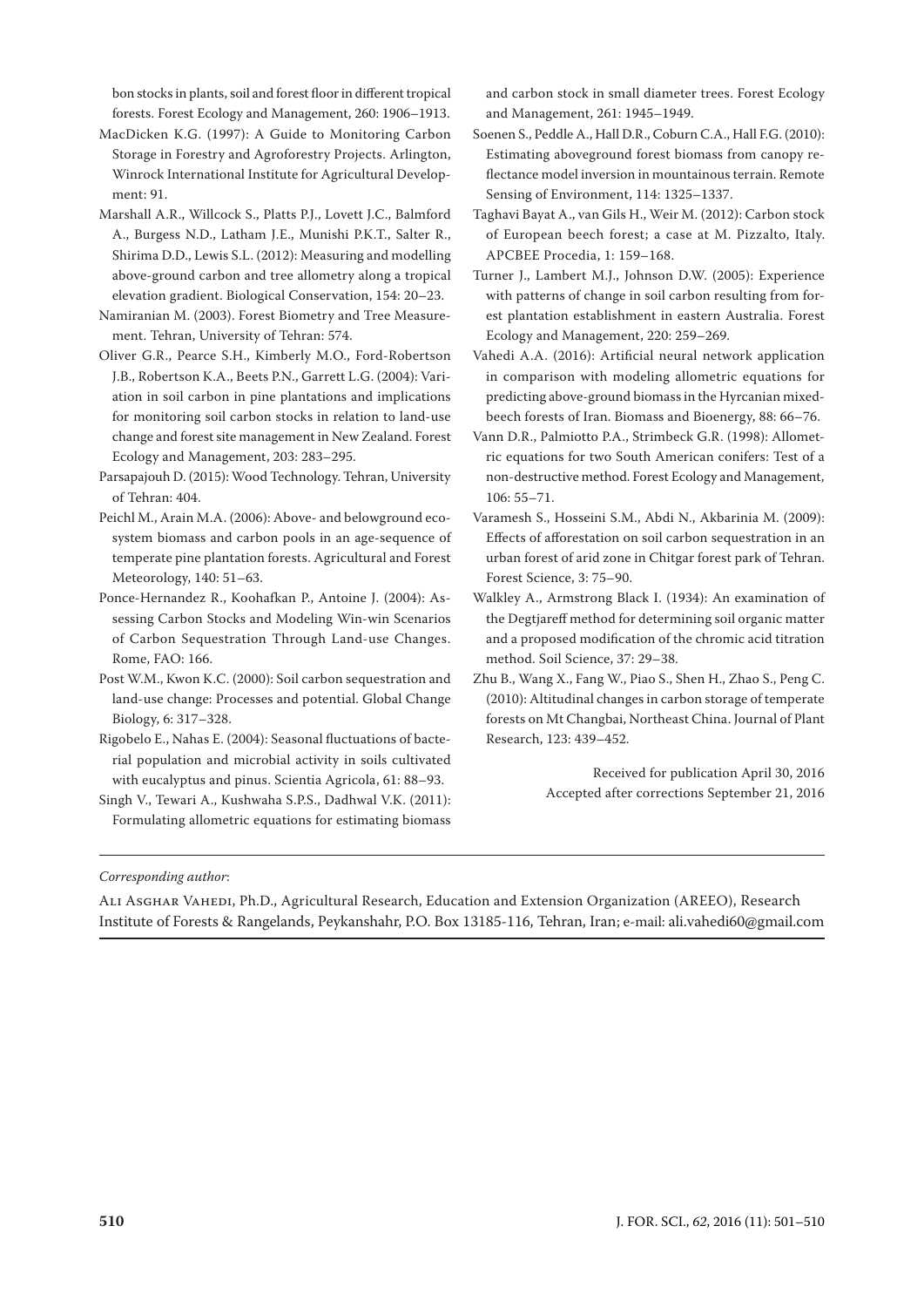bon stocks in plants, soil and forest floor in different tropical forests. Forest Ecology and Management, 260: 1906–1913.

MacDicken K.G. (1997): A Guide to Monitoring Carbon Storage in Forestry and Agroforestry Projects. Arlington, Winrock International Institute for Agricultural Development: 91.

Marshall A.R., Willcock S., Platts P.J., Lovett J.C., Balmford A., Burgess N.D., Latham J.E., Munishi P.K.T., Salter R., Shirima D.D., Lewis S.L. (2012): Measuring and modelling above-ground carbon and tree allometry along a tropical elevation gradient. Biological Conservation, 154: 20–23.

Namiranian M. (2003). Forest Biometry and Tree Measurement. Tehran, University of Tehran: 574.

Oliver G.R., Pearce S.H., Kimberly M.O., Ford-Robertson J.B., Robertson K.A., Beets P.N., Garrett L.G. (2004): Variation in soil carbon in pine plantations and implications for monitoring soil carbon stocks in relation to land-use change and forest site management in New Zealand. Forest Ecology and Management, 203: 283–295.

Parsapajouh D. (2015): Wood Technology. Tehran, University of Tehran: 404.

Peichl M., Arain M.A. (2006): Above- and belowground ecosystem biomass and carbon pools in an age-sequence of temperate pine plantation forests. Agricultural and Forest Meteorology, 140: 51–63.

Ponce-Hernandez R., Koohafkan P., Antoine J. (2004): Assessing Carbon Stocks and Modeling Win-win Scenarios of Carbon Sequestration Through Land-use Changes. Rome, FAO: 166.

Post W.M., Kwon K.C. (2000): Soil carbon sequestration and land-use change: Processes and potential. Global Change Biology, 6: 317–328.

Rigobelo E., Nahas E. (2004): Seasonal fluctuations of bacterial population and microbial activity in soils cultivated with eucalyptus and pinus. Scientia Agricola, 61: 88–93.

Singh V., Tewari A., Kushwaha S.P.S., Dadhwal V.K. (2011): Formulating allometric equations for estimating biomass and carbon stock in small diameter trees. Forest Ecology and Management, 261: 1945–1949.

Soenen S., Peddle A., Hall D.R., Coburn C.A., Hall F.G. (2010): Estimating aboveground forest biomass from canopy reflectance model inversion in mountainous terrain. Remote Sensing of Environment, 114: 1325–1337.

Taghavi Bayat A., van Gils H., Weir M. (2012): Carbon stock of European beech forest; a case at M. Pizzalto, Italy. APCBEE Procedia, 1: 159–168.

Turner J., Lambert M.J., Johnson D.W. (2005): Experience with patterns of change in soil carbon resulting from forest plantation establishment in eastern Australia. Forest Ecology and Management, 220: 259–269.

Vahedi A.A. (2016): Artificial neural network application in comparison with modeling allometric equations for predicting above-ground biomass in the Hyrcanian mixed-beech forests of Iran. Biomass and Bioenergy, 88: 66–76.

Vann D.R., Palmiotto P.A., Strimbeck G.R. (1998): Allometric equations for two South American conifers: Test of a non-destructive method. Forest Ecology and Management, 106: 55–71.

Varamesh S., Hosseini S.M., Abdi N., Akbarinia M. (2009): Effects of afforestation on soil carbon sequestration in an urban forest of arid zone in Chitgar forest park of Tehran. Forest Science, 3: 75–90.

Walkley A., Armstrong Black I. (1934): An examination of the Degtjareff method for determining soil organic matter and a proposed modification of the chromic acid titration method. Soil Science, 37: 29–38.

Zhu B., Wang X., Fang W., Piao S., Shen H., Zhao S., Peng C. (2010): Altitudinal changes in carbon storage of temperate forests on Mt Changbai, Northeast China. Journal of Plant Research, 123: 439–452.

Received for publication April 30, 2016
Accepted after corrections September 21, 2016

*Corresponding author*:

Ali Asghar Vahedi, Ph.D., Agricultural Research, Education and Extension Organization (AREEO), Research Institute of Forests & Rangelands, Peykanshahr, P.O. Box 13185-116, Tehran, Iran; e-mail: ali.vahedi60@gmail.com